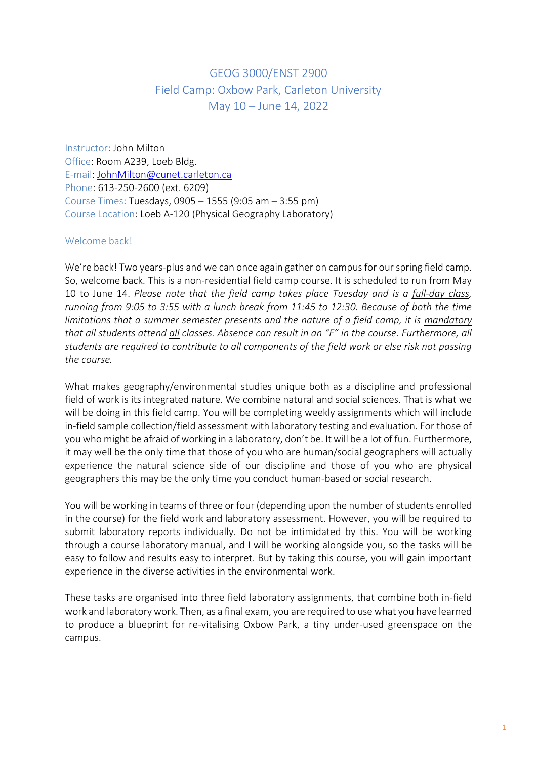# GEOG 3000/ENST 2900
## Field Camp: Oxbow Park, Carleton University
## May 10 – June 14, 2022

---

Instructor: John Milton
Office: Room A239, Loeb Bldg.
E-mail: JohnMilton@cunet.carleton.ca
Phone: 613-250-2600 (ext. 6209)
Course Times: Tuesdays, 0905 – 1555 (9:05 am – 3:55 pm)
Course Location: Loeb A-120 (Physical Geography Laboratory)

### Welcome back!

We're back! Two years-plus and we can once again gather on campus for our spring field camp. So, welcome back. This is a non-residential field camp course. It is scheduled to run from May 10 to June 14. *Please note that the field camp takes place Tuesday and is a <u>full-day class</u>, running from 9:05 to 3:55 with a lunch break from 11:45 to 12:30. Because of both the time limitations that a summer semester presents and the nature of a field camp, it is <u>mandatory</u> that all students attend <u>all</u> classes. Absence can result in an "F" in the course. Furthermore, all students are required to contribute to all components of the field work or else risk not passing the course.*

What makes geography/environmental studies unique both as a discipline and professional field of work is its integrated nature. We combine natural and social sciences. That is what we will be doing in this field camp. You will be completing weekly assignments which will include in-field sample collection/field assessment with laboratory testing and evaluation. For those of you who might be afraid of working in a laboratory, don't be. It will be a lot of fun. Furthermore, it may well be the only time that those of you who are human/social geographers will actually experience the natural science side of our discipline and those of you who are physical geographers this may be the only time you conduct human-based or social research.

You will be working in teams of three or four (depending upon the number of students enrolled in the course) for the field work and laboratory assessment. However, you will be required to submit laboratory reports individually. Do not be intimidated by this. You will be working through a course laboratory manual, and I will be working alongside you, so the tasks will be easy to follow and results easy to interpret. But by taking this course, you will gain important experience in the diverse activities in the environmental work.

These tasks are organised into three field laboratory assignments, that combine both in-field work and laboratory work. Then, as a final exam, you are required to use what you have learned to produce a blueprint for re-vitalising Oxbow Park, a tiny under-used greenspace on the campus.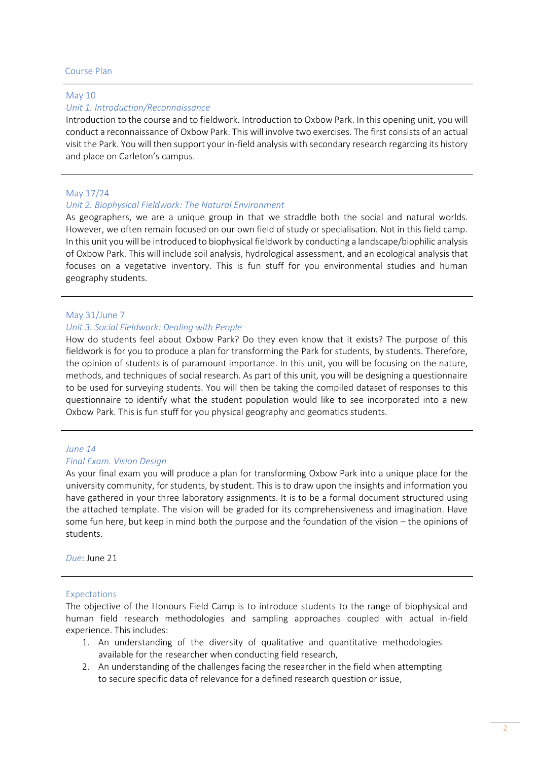## Course Plan

### May 10

*Unit 1. Introduction/Reconnaissance*

Introduction to the course and to fieldwork. Introduction to Oxbow Park. In this opening unit, you will conduct a reconnaissance of Oxbow Park. This will involve two exercises. The first consists of an actual visit the Park. You will then support your in-field analysis with secondary research regarding its history and place on Carleton's campus.

---

### May 17/24

*Unit 2. Biophysical Fieldwork: The Natural Environment*

As geographers, we are a unique group in that we straddle both the social and natural worlds. However, we often remain focused on our own field of study or specialisation. Not in this field camp. In this unit you will be introduced to biophysical fieldwork by conducting a landscape/biophilic analysis of Oxbow Park. This will include soil analysis, hydrological assessment, and an ecological analysis that focuses on a vegetative inventory. This is fun stuff for you environmental studies and human geography students.

---

### May 31/June 7

*Unit 3. Social Fieldwork: Dealing with People*

How do students feel about Oxbow Park? Do they even know that it exists? The purpose of this fieldwork is for you to produce a plan for transforming the Park for students, by students. Therefore, the opinion of students is of paramount importance. In this unit, you will be focusing on the nature, methods, and techniques of social research. As part of this unit, you will be designing a questionnaire to be used for surveying students. You will then be taking the compiled dataset of responses to this questionnaire to identify what the student population would like to see incorporated into a new Oxbow Park. This is fun stuff for you physical geography and geomatics students.

---

### *June 14*

*Final Exam. Vision Design*

As your final exam you will produce a plan for transforming Oxbow Park into a unique place for the university community, for students, by student. This is to draw upon the insights and information you have gathered in your three laboratory assignments. It is to be a formal document structured using the attached template. The vision will be graded for its comprehensiveness and imagination. Have some fun here, but keep in mind both the purpose and the foundation of the vision – the opinions of students.

*Due*: June 21

---

## Expectations

The objective of the Honours Field Camp is to introduce students to the range of biophysical and human field research methodologies and sampling approaches coupled with actual in-field experience. This includes:

1. An understanding of the diversity of qualitative and quantitative methodologies available for the researcher when conducting field research,
2. An understanding of the challenges facing the researcher in the field when attempting to secure specific data of relevance for a defined research question or issue,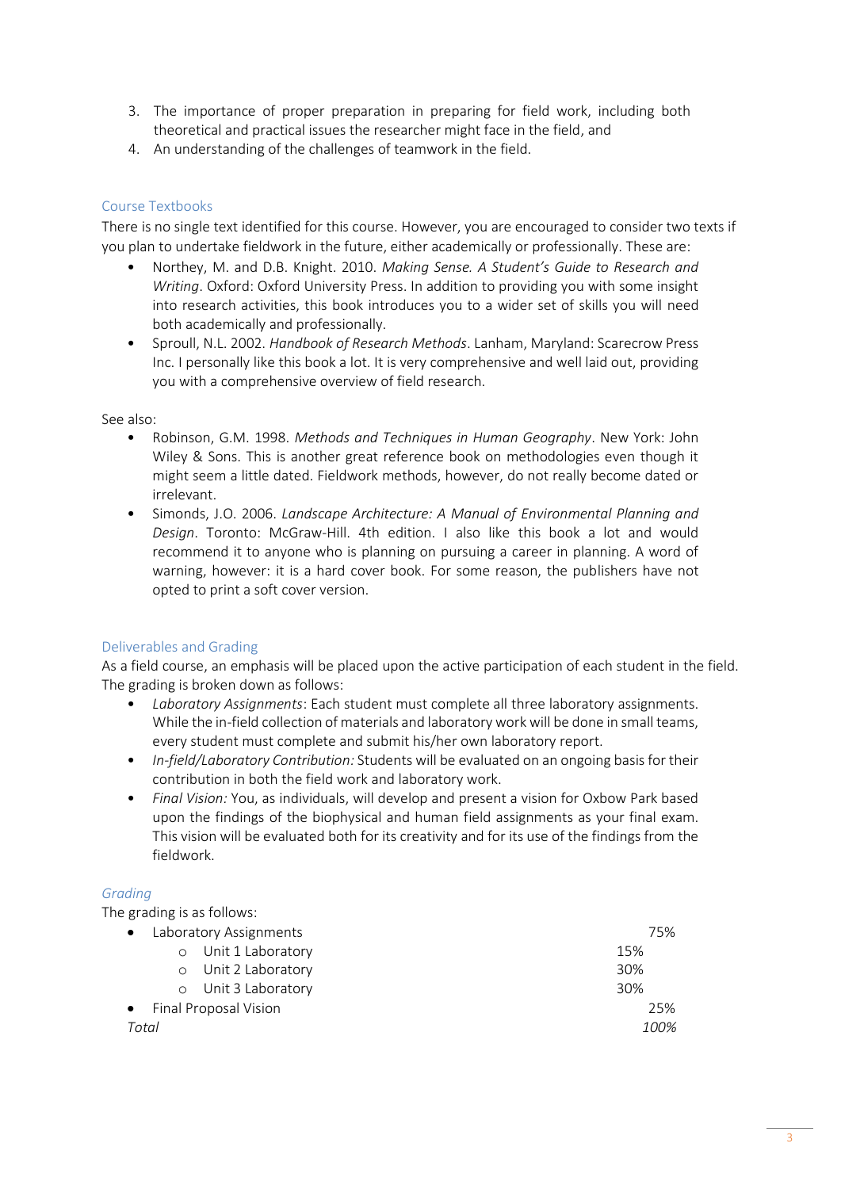3. The importance of proper preparation in preparing for field work, including both theoretical and practical issues the researcher might face in the field, and
4. An understanding of the challenges of teamwork in the field.

## Course Textbooks

There is no single text identified for this course. However, you are encouraged to consider two texts if you plan to undertake fieldwork in the future, either academically or professionally. These are:

- Northey, M. and D.B. Knight. 2010. *Making Sense. A Student's Guide to Research and Writing*. Oxford: Oxford University Press. In addition to providing you with some insight into research activities, this book introduces you to a wider set of skills you will need both academically and professionally.
- Sproull, N.L. 2002. *Handbook of Research Methods*. Lanham, Maryland: Scarecrow Press Inc. I personally like this book a lot. It is very comprehensive and well laid out, providing you with a comprehensive overview of field research.

See also:

- Robinson, G.M. 1998. *Methods and Techniques in Human Geography*. New York: John Wiley & Sons. This is another great reference book on methodologies even though it might seem a little dated. Fieldwork methods, however, do not really become dated or irrelevant.
- Simonds, J.O. 2006. *Landscape Architecture: A Manual of Environmental Planning and Design*. Toronto: McGraw-Hill. 4th edition. I also like this book a lot and would recommend it to anyone who is planning on pursuing a career in planning. A word of warning, however: it is a hard cover book. For some reason, the publishers have not opted to print a soft cover version.

## Deliverables and Grading

As a field course, an emphasis will be placed upon the active participation of each student in the field. The grading is broken down as follows:

- *Laboratory Assignments*: Each student must complete all three laboratory assignments. While the in-field collection of materials and laboratory work will be done in small teams, every student must complete and submit his/her own laboratory report.
- *In-field/Laboratory Contribution:* Students will be evaluated on an ongoing basis for their contribution in both the field work and laboratory work.
- *Final Vision:* You, as individuals, will develop and present a vision for Oxbow Park based upon the findings of the biophysical and human field assignments as your final exam. This vision will be evaluated both for its creativity and for its use of the findings from the fieldwork.

### *Grading*

The grading is as follows:

- Laboratory Assignments — 75%
  - Unit 1 Laboratory — 15%
  - Unit 2 Laboratory — 30%
  - Unit 3 Laboratory — 30%
- Final Proposal Vision — 25%

*Total* — *100%*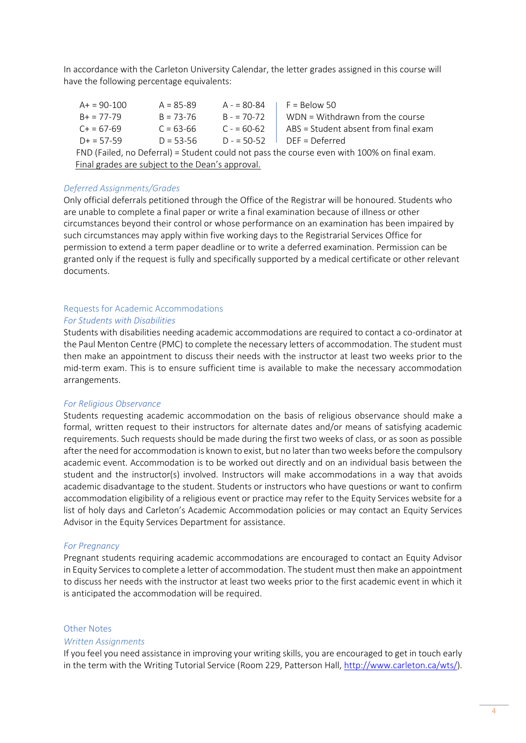In accordance with the Carleton University Calendar, the letter grades assigned in this course will have the following percentage equivalents:

| | | | |
|---|---|---|---|
| A+ = 90-100 | A = 85-89 | A - = 80-84 | F = Below 50 |
| B+ = 77-79 | B = 73-76 | B - = 70-72 | WDN = Withdrawn from the course |
| C+ = 67-69 | C = 63-66 | C - = 60-62 | ABS = Student absent from final exam |
| D+ = 57-59 | D = 53-56 | D - = 50-52 | DEF = Deferred |

FND (Failed, no Deferral) = Student could not pass the course even with 100% on final exam.

Final grades are subject to the Dean's approval.

### *Deferred Assignments/Grades*

Only official deferrals petitioned through the Office of the Registrar will be honoured. Students who are unable to complete a final paper or write a final examination because of illness or other circumstances beyond their control or whose performance on an examination has been impaired by such circumstances may apply within five working days to the Registrarial Services Office for permission to extend a term paper deadline or to write a deferred examination. Permission can be granted only if the request is fully and specifically supported by a medical certificate or other relevant documents.

## Requests for Academic Accommodations

### *For Students with Disabilities*

Students with disabilities needing academic accommodations are required to contact a co-ordinator at the Paul Menton Centre (PMC) to complete the necessary letters of accommodation. The student must then make an appointment to discuss their needs with the instructor at least two weeks prior to the mid-term exam. This is to ensure sufficient time is available to make the necessary accommodation arrangements.

### *For Religious Observance*

Students requesting academic accommodation on the basis of religious observance should make a formal, written request to their instructors for alternate dates and/or means of satisfying academic requirements. Such requests should be made during the first two weeks of class, or as soon as possible after the need for accommodation is known to exist, but no later than two weeks before the compulsory academic event. Accommodation is to be worked out directly and on an individual basis between the student and the instructor(s) involved. Instructors will make accommodations in a way that avoids academic disadvantage to the student. Students or instructors who have questions or want to confirm accommodation eligibility of a religious event or practice may refer to the Equity Services website for a list of holy days and Carleton's Academic Accommodation policies or may contact an Equity Services Advisor in the Equity Services Department for assistance.

### *For Pregnancy*

Pregnant students requiring academic accommodations are encouraged to contact an Equity Advisor in Equity Services to complete a letter of accommodation. The student must then make an appointment to discuss her needs with the instructor at least two weeks prior to the first academic event in which it is anticipated the accommodation will be required.

## Other Notes

### *Written Assignments*

If you feel you need assistance in improving your writing skills, you are encouraged to get in touch early in the term with the Writing Tutorial Service (Room 229, Patterson Hall, http://www.carleton.ca/wts/).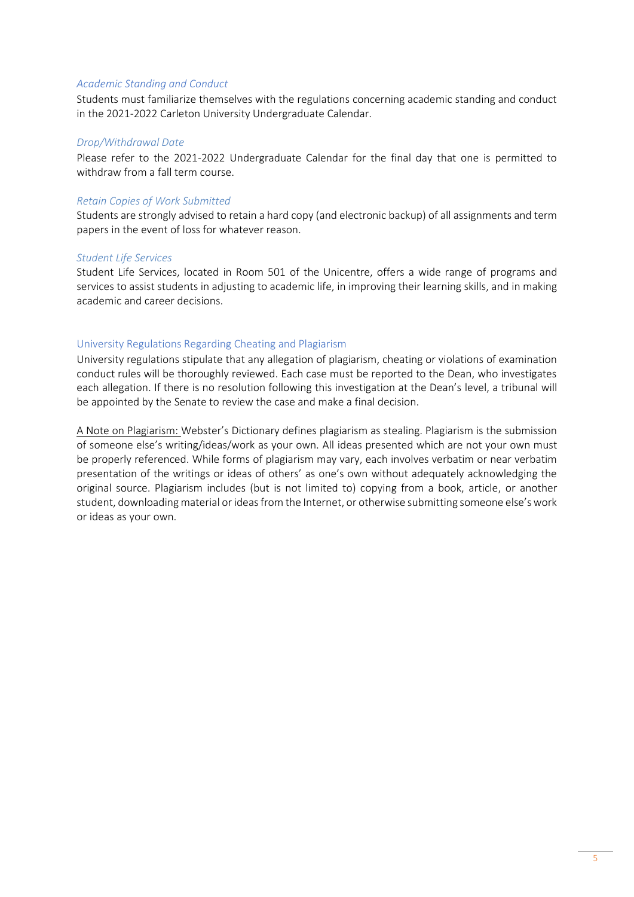### *Academic Standing and Conduct*

Students must familiarize themselves with the regulations concerning academic standing and conduct in the 2021-2022 Carleton University Undergraduate Calendar.

### *Drop/Withdrawal Date*

Please refer to the 2021-2022 Undergraduate Calendar for the final day that one is permitted to withdraw from a fall term course.

### *Retain Copies of Work Submitted*

Students are strongly advised to retain a hard copy (and electronic backup) of all assignments and term papers in the event of loss for whatever reason.

### *Student Life Services*

Student Life Services, located in Room 501 of the Unicentre, offers a wide range of programs and services to assist students in adjusting to academic life, in improving their learning skills, and in making academic and career decisions.

## University Regulations Regarding Cheating and Plagiarism

University regulations stipulate that any allegation of plagiarism, cheating or violations of examination conduct rules will be thoroughly reviewed. Each case must be reported to the Dean, who investigates each allegation. If there is no resolution following this investigation at the Dean's level, a tribunal will be appointed by the Senate to review the case and make a final decision.

<u>A Note on Plagiarism:</u> Webster's Dictionary defines plagiarism as stealing. Plagiarism is the submission of someone else's writing/ideas/work as your own. All ideas presented which are not your own must be properly referenced. While forms of plagiarism may vary, each involves verbatim or near verbatim presentation of the writings or ideas of others' as one's own without adequately acknowledging the original source. Plagiarism includes (but is not limited to) copying from a book, article, or another student, downloading material or ideas from the Internet, or otherwise submitting someone else's work or ideas as your own.